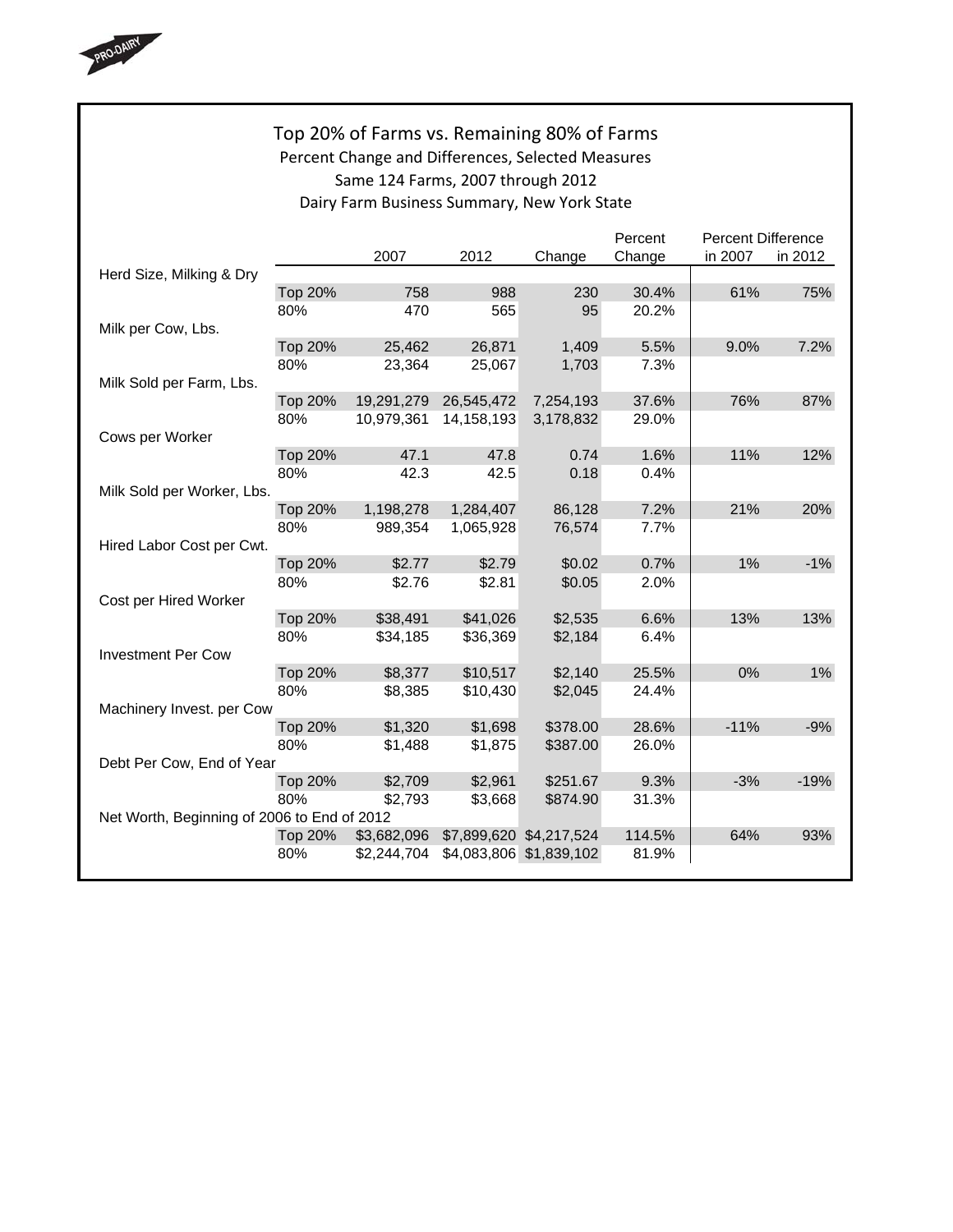# Top 20% of Farms vs. Remaining 80% of Farms

## Percent Change and Differences, Selected Measures

### Same 124 Farms, 2007 through 2012

### Dairy Farm Business Summary, New York State

| | | 2007 | 2012 | Change | Percent Change | Percent Difference in 2007 | Percent Difference in 2012 |
|---|---|---|---|---|---|---|---|
| Herd Size, Milking & Dry | | | | | | | |
| | Top 20% | 758 | 988 | 230 | 30.4% | 61% | 75% |
| | 80% | 470 | 565 | 95 | 20.2% | | |
| Milk per Cow, Lbs. | | | | | | | |
| | Top 20% | 25,462 | 26,871 | 1,409 | 5.5% | 9.0% | 7.2% |
| | 80% | 23,364 | 25,067 | 1,703 | 7.3% | | |
| Milk Sold per Farm, Lbs. | | | | | | | |
| | Top 20% | 19,291,279 | 26,545,472 | 7,254,193 | 37.6% | 76% | 87% |
| | 80% | 10,979,361 | 14,158,193 | 3,178,832 | 29.0% | | |
| Cows per Worker | | | | | | | |
| | Top 20% | 47.1 | 47.8 | 0.74 | 1.6% | 11% | 12% |
| | 80% | 42.3 | 42.5 | 0.18 | 0.4% | | |
| Milk Sold per Worker, Lbs. | | | | | | | |
| | Top 20% | 1,198,278 | 1,284,407 | 86,128 | 7.2% | 21% | 20% |
| | 80% | 989,354 | 1,065,928 | 76,574 | 7.7% | | |
| Hired Labor Cost per Cwt. | | | | | | | |
| | Top 20% | $2.77 | $2.79 | $0.02 | 0.7% | 1% | -1% |
| | 80% | $2.76 | $2.81 | $0.05 | 2.0% | | |
| Cost per Hired Worker | | | | | | | |
| | Top 20% | $38,491 | $41,026 | $2,535 | 6.6% | 13% | 13% |
| | 80% | $34,185 | $36,369 | $2,184 | 6.4% | | |
| Investment Per Cow | | | | | | | |
| | Top 20% | $8,377 | $10,517 | $2,140 | 25.5% | 0% | 1% |
| | 80% | $8,385 | $10,430 | $2,045 | 24.4% | | |
| Machinery Invest. per Cow | | | | | | | |
| | Top 20% | $1,320 | $1,698 | $378.00 | 28.6% | -11% | -9% |
| | 80% | $1,488 | $1,875 | $387.00 | 26.0% | | |
| Debt Per Cow, End of Year | | | | | | | |
| | Top 20% | $2,709 | $2,961 | $251.67 | 9.3% | -3% | -19% |
| | 80% | $2,793 | $3,668 | $874.90 | 31.3% | | |
| Net Worth, Beginning of 2006 to End of 2012 | | | | | | | |
| | Top 20% | $3,682,096 | $7,899,620 | $4,217,524 | 114.5% | 64% | 93% |
| | 80% | $2,244,704 | $4,083,806 | $1,839,102 | 81.9% | | |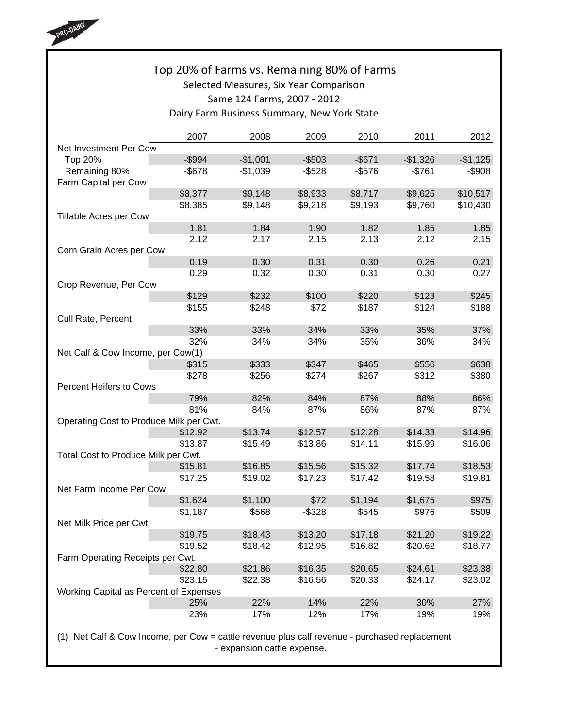# Top 20% of Farms vs. Remaining 80% of Farms

Selected Measures, Six Year Comparison

Same 124 Farms, 2007 - 2012

Dairy Farm Business Summary, New York State

| | 2007 | 2008 | 2009 | 2010 | 2011 | 2012 |
|---|---|---|---|---|---|---|
| **Net Investment Per Cow** | | | | | | |
| Top 20% | -$994 | -$1,001 | -$503 | -$671 | -$1,326 | -$1,125 |
| Remaining 80% | -$678 | -$1,039 | -$528 | -$576 | -$761 | -$908 |
| **Farm Capital per Cow** | | | | | | |
| | $8,377 | $9,148 | $8,933 | $8,717 | $9,625 | $10,517 |
| | $8,385 | $9,148 | $9,218 | $9,193 | $9,760 | $10,430 |
| **Tillable Acres per Cow** | | | | | | |
| | 1.81 | 1.84 | 1.90 | 1.82 | 1.85 | 1.85 |
| | 2.12 | 2.17 | 2.15 | 2.13 | 2.12 | 2.15 |
| **Corn Grain Acres per Cow** | | | | | | |
| | 0.19 | 0.30 | 0.31 | 0.30 | 0.26 | 0.21 |
| | 0.29 | 0.32 | 0.30 | 0.31 | 0.30 | 0.27 |
| **Crop Revenue, Per Cow** | | | | | | |
| | $129 | $232 | $100 | $220 | $123 | $245 |
| | $155 | $248 | $72 | $187 | $124 | $188 |
| **Cull Rate, Percent** | | | | | | |
| | 33% | 33% | 34% | 33% | 35% | 37% |
| | 32% | 34% | 34% | 35% | 36% | 34% |
| **Net Calf & Cow Income, per Cow(1)** | | | | | | |
| | $315 | $333 | $347 | $465 | $556 | $638 |
| | $278 | $256 | $274 | $267 | $312 | $380 |
| **Percent Heifers to Cows** | | | | | | |
| | 79% | 82% | 84% | 87% | 88% | 86% |
| | 81% | 84% | 87% | 86% | 87% | 87% |
| **Operating Cost to Produce Milk per Cwt.** | | | | | | |
| | $12.92 | $13.74 | $12.57 | $12.28 | $14.33 | $14.96 |
| | $13.87 | $15.49 | $13.86 | $14.11 | $15.99 | $16.06 |
| **Total Cost to Produce Milk per Cwt.** | | | | | | |
| | $15.81 | $16.85 | $15.56 | $15.32 | $17.74 | $18.53 |
| | $17.25 | $19.02 | $17.23 | $17.42 | $19.58 | $19.81 |
| **Net Farm Income Per Cow** | | | | | | |
| | $1,624 | $1,100 | $72 | $1,194 | $1,675 | $975 |
| | $1,187 | $568 | -$328 | $545 | $976 | $509 |
| **Net Milk Price per Cwt.** | | | | | | |
| | $19.75 | $18.43 | $13.20 | $17.18 | $21.20 | $19.22 |
| | $19.52 | $18.42 | $12.95 | $16.82 | $20.62 | $18.77 |
| **Farm Operating Receipts per Cwt.** | | | | | | |
| | $22.80 | $21.86 | $16.35 | $20.65 | $24.61 | $23.38 |
| | $23.15 | $22.38 | $16.56 | $20.33 | $24.17 | $23.02 |
| **Working Capital as Percent of Expenses** | | | | | | |
| | 25% | 22% | 14% | 22% | 30% | 27% |
| | 23% | 17% | 12% | 17% | 19% | 19% |

(1) Net Calf & Cow Income, per Cow = cattle revenue plus calf revenue - purchased replacement - expansion cattle expense.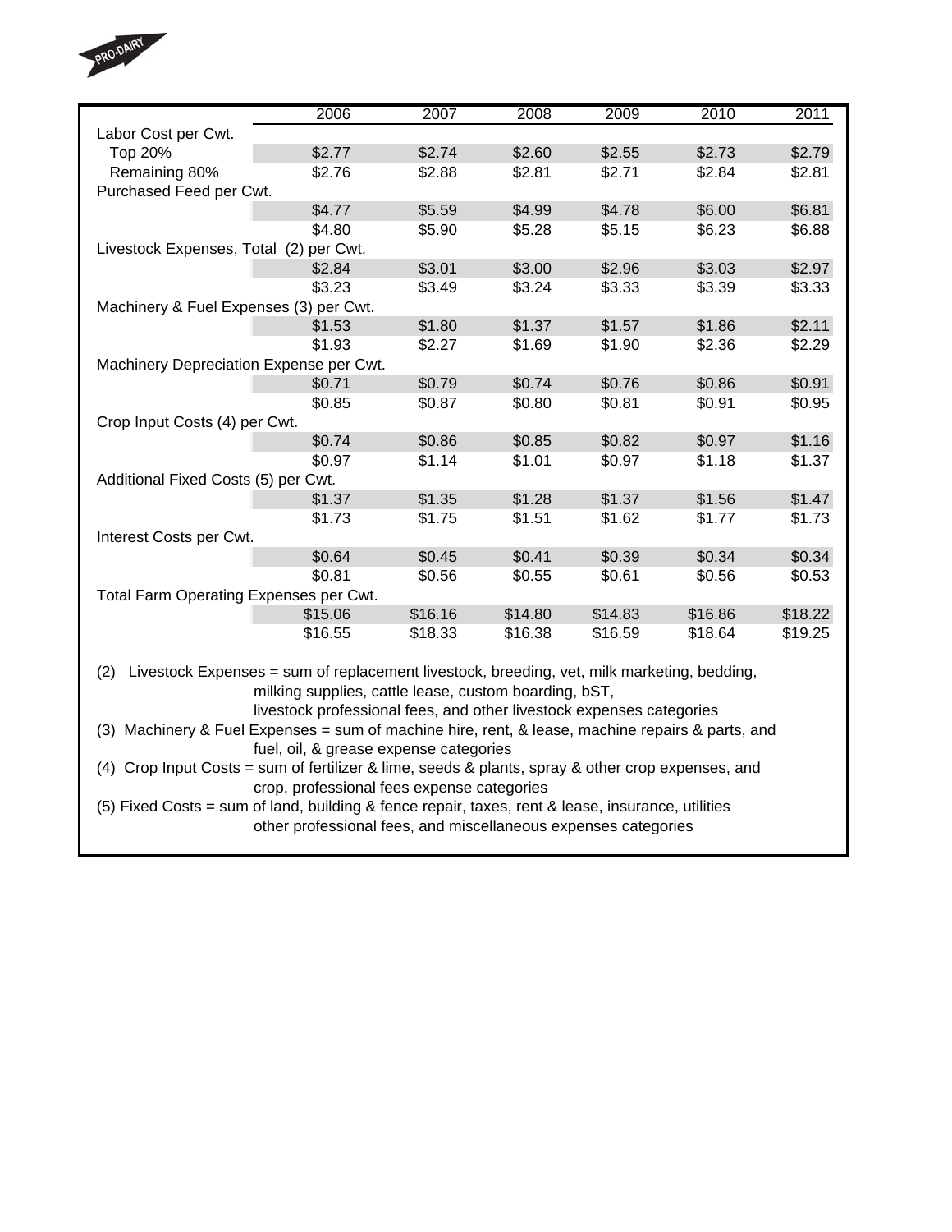| | 2006 | 2007 | 2008 | 2009 | 2010 | 2011 |
|---|---|---|---|---|---|---|
| Labor Cost per Cwt. | | | | | | |
| Top 20% | $2.77 | $2.74 | $2.60 | $2.55 | $2.73 | $2.79 |
| Remaining 80% | $2.76 | $2.88 | $2.81 | $2.71 | $2.84 | $2.81 |
| Purchased Feed per Cwt. | | | | | | |
| | $4.77 | $5.59 | $4.99 | $4.78 | $6.00 | $6.81 |
| | $4.80 | $5.90 | $5.28 | $5.15 | $6.23 | $6.88 |
| Livestock Expenses, Total (2) per Cwt. | | | | | | |
| | $2.84 | $3.01 | $3.00 | $2.96 | $3.03 | $2.97 |
| | $3.23 | $3.49 | $3.24 | $3.33 | $3.39 | $3.33 |
| Machinery & Fuel Expenses (3) per Cwt. | | | | | | |
| | $1.53 | $1.80 | $1.37 | $1.57 | $1.86 | $2.11 |
| | $1.93 | $2.27 | $1.69 | $1.90 | $2.36 | $2.29 |
| Machinery Depreciation Expense per Cwt. | | | | | | |
| | $0.71 | $0.79 | $0.74 | $0.76 | $0.86 | $0.91 |
| | $0.85 | $0.87 | $0.80 | $0.81 | $0.91 | $0.95 |
| Crop Input Costs (4) per Cwt. | | | | | | |
| | $0.74 | $0.86 | $0.85 | $0.82 | $0.97 | $1.16 |
| | $0.97 | $1.14 | $1.01 | $0.97 | $1.18 | $1.37 |
| Additional Fixed Costs (5) per Cwt. | | | | | | |
| | $1.37 | $1.35 | $1.28 | $1.37 | $1.56 | $1.47 |
| | $1.73 | $1.75 | $1.51 | $1.62 | $1.77 | $1.73 |
| Interest Costs per Cwt. | | | | | | |
| | $0.64 | $0.45 | $0.41 | $0.39 | $0.34 | $0.34 |
| | $0.81 | $0.56 | $0.55 | $0.61 | $0.56 | $0.53 |
| Total Farm Operating Expenses per Cwt. | | | | | | |
| | $15.06 | $16.16 | $14.80 | $14.83 | $16.86 | $18.22 |
| | $16.55 | $18.33 | $16.38 | $16.59 | $18.64 | $19.25 |

(2) Livestock Expenses = sum of replacement livestock, breeding, vet, milk marketing, bedding, milking supplies, cattle lease, custom boarding, bST, livestock professional fees, and other livestock expenses categories

(3) Machinery & Fuel Expenses = sum of machine hire, rent, & lease, machine repairs & parts, and fuel, oil, & grease expense categories

(4) Crop Input Costs = sum of fertilizer & lime, seeds & plants, spray & other crop expenses, and crop, professional fees expense categories

(5) Fixed Costs = sum of land, building & fence repair, taxes, rent & lease, insurance, utilities other professional fees, and miscellaneous expenses categories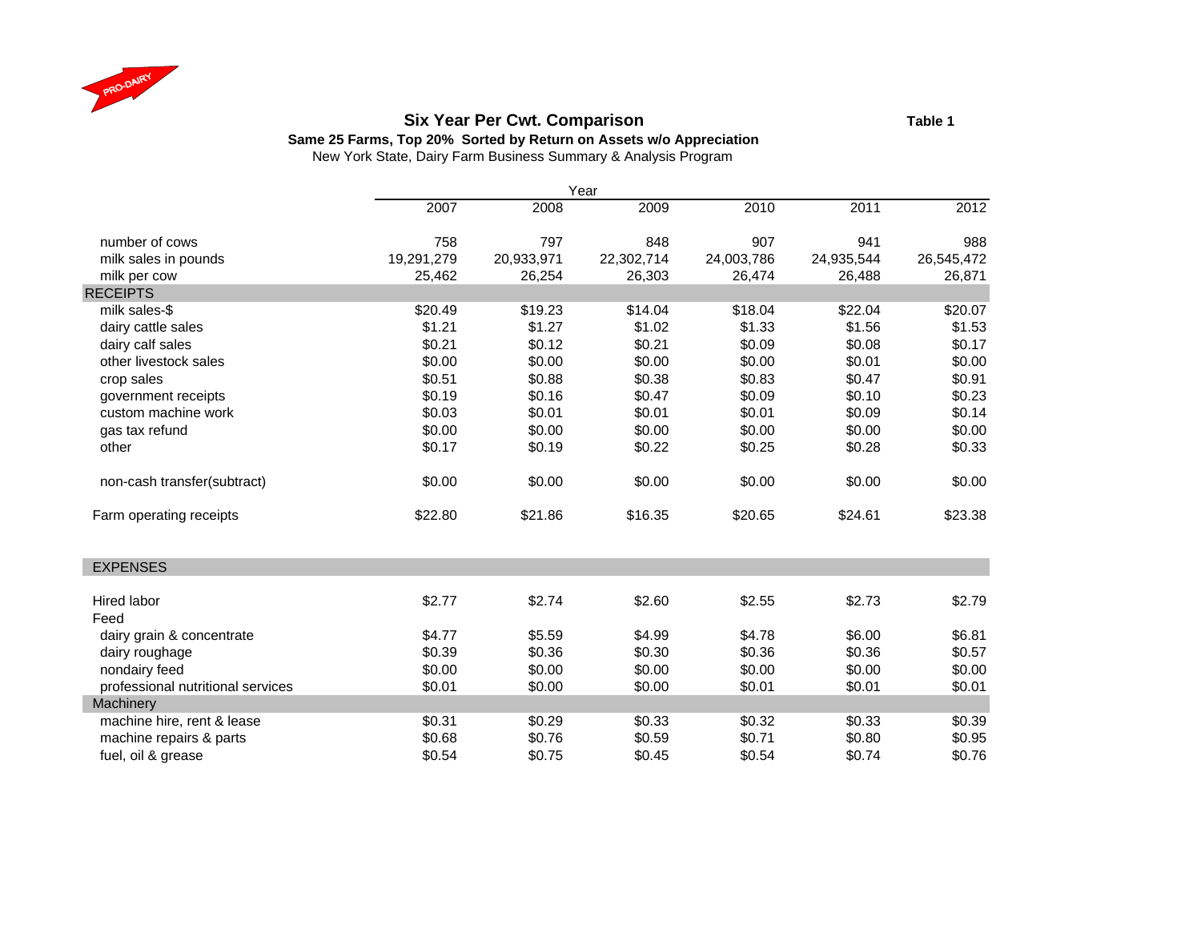PRO-DAIRY

## Six Year Per Cwt. Comparison

**Table 1**

**Same 25 Farms, Top 20% Sorted by Return on Assets w/o Appreciation**

New York State, Dairy Farm Business Summary & Analysis Program

| | Year | | | | | |
|---|---|---|---|---|---|---|
| | 2007 | 2008 | 2009 | 2010 | 2011 | 2012 |
| number of cows | 758 | 797 | 848 | 907 | 941 | 988 |
| milk sales in pounds | 19,291,279 | 20,933,971 | 22,302,714 | 24,003,786 | 24,935,544 | 26,545,472 |
| milk per cow | 25,462 | 26,254 | 26,303 | 26,474 | 26,488 | 26,871 |
| **RECEIPTS** | | | | | | |
| milk sales-$ | $20.49 | $19.23 | $14.04 | $18.04 | $22.04 | $20.07 |
| dairy cattle sales | $1.21 | $1.27 | $1.02 | $1.33 | $1.56 | $1.53 |
| dairy calf sales | $0.21 | $0.12 | $0.21 | $0.09 | $0.08 | $0.17 |
| other livestock sales | $0.00 | $0.00 | $0.00 | $0.00 | $0.01 | $0.00 |
| crop sales | $0.51 | $0.88 | $0.38 | $0.83 | $0.47 | $0.91 |
| government receipts | $0.19 | $0.16 | $0.47 | $0.09 | $0.10 | $0.23 |
| custom machine work | $0.03 | $0.01 | $0.01 | $0.01 | $0.09 | $0.14 |
| gas tax refund | $0.00 | $0.00 | $0.00 | $0.00 | $0.00 | $0.00 |
| other | $0.17 | $0.19 | $0.22 | $0.25 | $0.28 | $0.33 |
| non-cash transfer(subtract) | $0.00 | $0.00 | $0.00 | $0.00 | $0.00 | $0.00 |
| Farm operating receipts | $22.80 | $21.86 | $16.35 | $20.65 | $24.61 | $23.38 |
| **EXPENSES** | | | | | | |
| Hired labor | $2.77 | $2.74 | $2.60 | $2.55 | $2.73 | $2.79 |
| Feed | | | | | | |
| dairy grain & concentrate | $4.77 | $5.59 | $4.99 | $4.78 | $6.00 | $6.81 |
| dairy roughage | $0.39 | $0.36 | $0.30 | $0.36 | $0.36 | $0.57 |
| nondairy feed | $0.00 | $0.00 | $0.00 | $0.00 | $0.00 | $0.00 |
| professional nutritional services | $0.01 | $0.00 | $0.00 | $0.01 | $0.01 | $0.01 |
| **Machinery** | | | | | | |
| machine hire, rent & lease | $0.31 | $0.29 | $0.33 | $0.32 | $0.33 | $0.39 |
| machine repairs & parts | $0.68 | $0.76 | $0.59 | $0.71 | $0.80 | $0.95 |
| fuel, oil & grease | $0.54 | $0.75 | $0.45 | $0.54 | $0.74 | $0.76 |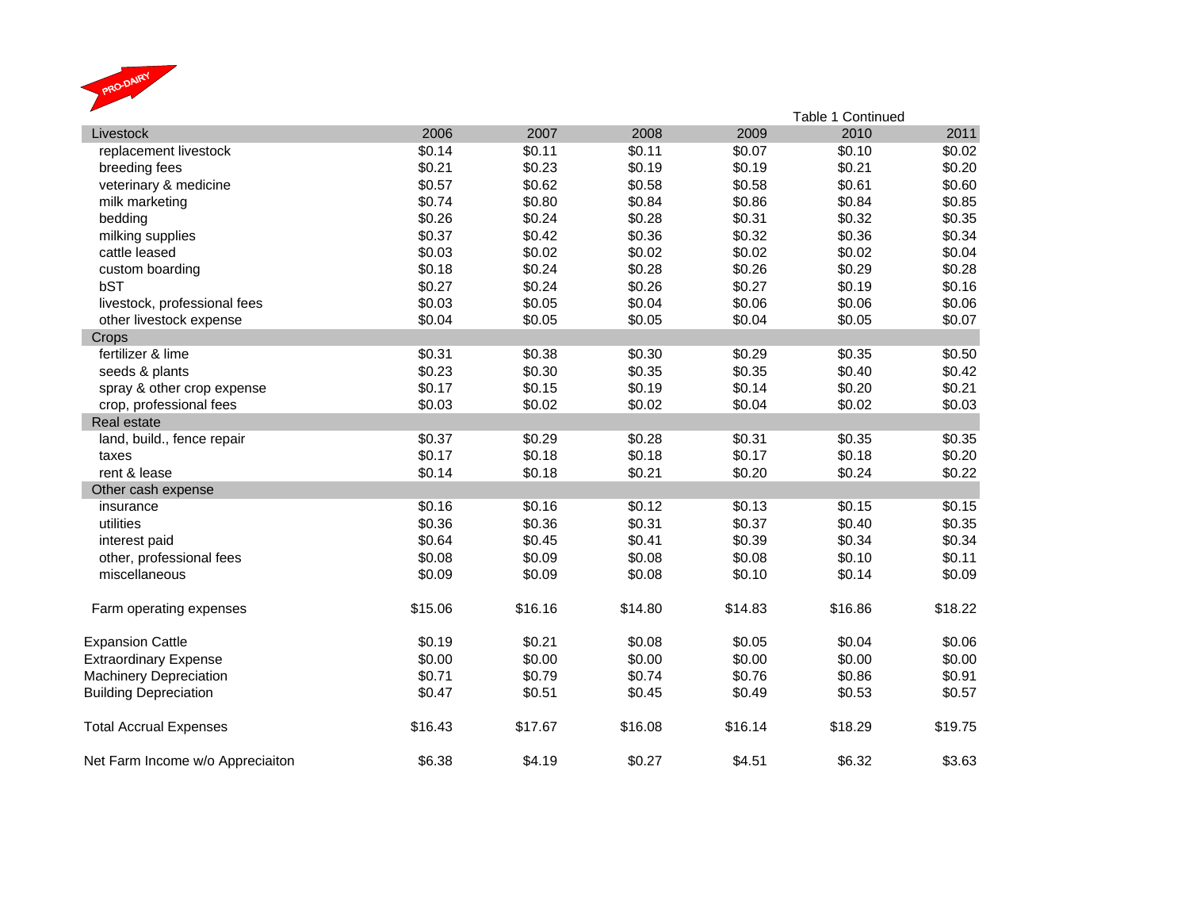Table 1 Continued

| Livestock | 2006 | 2007 | 2008 | 2009 | 2010 | 2011 |
|---|---|---|---|---|---|---|
| replacement livestock | $0.14 | $0.11 | $0.11 | $0.07 | $0.10 | $0.02 |
| breeding fees | $0.21 | $0.23 | $0.19 | $0.19 | $0.21 | $0.20 |
| veterinary & medicine | $0.57 | $0.62 | $0.58 | $0.58 | $0.61 | $0.60 |
| milk marketing | $0.74 | $0.80 | $0.84 | $0.86 | $0.84 | $0.85 |
| bedding | $0.26 | $0.24 | $0.28 | $0.31 | $0.32 | $0.35 |
| milking supplies | $0.37 | $0.42 | $0.36 | $0.32 | $0.36 | $0.34 |
| cattle leased | $0.03 | $0.02 | $0.02 | $0.02 | $0.02 | $0.04 |
| custom boarding | $0.18 | $0.24 | $0.28 | $0.26 | $0.29 | $0.28 |
| bST | $0.27 | $0.24 | $0.26 | $0.27 | $0.19 | $0.16 |
| livestock, professional fees | $0.03 | $0.05 | $0.04 | $0.06 | $0.06 | $0.06 |
| other livestock expense | $0.04 | $0.05 | $0.05 | $0.04 | $0.05 | $0.07 |
| Crops | | | | | | |
| fertilizer & lime | $0.31 | $0.38 | $0.30 | $0.29 | $0.35 | $0.50 |
| seeds & plants | $0.23 | $0.30 | $0.35 | $0.35 | $0.40 | $0.42 |
| spray & other crop expense | $0.17 | $0.15 | $0.19 | $0.14 | $0.20 | $0.21 |
| crop, professional fees | $0.03 | $0.02 | $0.02 | $0.04 | $0.02 | $0.03 |
| Real estate | | | | | | |
| land, build., fence repair | $0.37 | $0.29 | $0.28 | $0.31 | $0.35 | $0.35 |
| taxes | $0.17 | $0.18 | $0.18 | $0.17 | $0.18 | $0.20 |
| rent & lease | $0.14 | $0.18 | $0.21 | $0.20 | $0.24 | $0.22 |
| Other cash expense | | | | | | |
| insurance | $0.16 | $0.16 | $0.12 | $0.13 | $0.15 | $0.15 |
| utilities | $0.36 | $0.36 | $0.31 | $0.37 | $0.40 | $0.35 |
| interest paid | $0.64 | $0.45 | $0.41 | $0.39 | $0.34 | $0.34 |
| other, professional fees | $0.08 | $0.09 | $0.08 | $0.08 | $0.10 | $0.11 |
| miscellaneous | $0.09 | $0.09 | $0.08 | $0.10 | $0.14 | $0.09 |
| Farm operating expenses | $15.06 | $16.16 | $14.80 | $14.83 | $16.86 | $18.22 |
| Expansion Cattle | $0.19 | $0.21 | $0.08 | $0.05 | $0.04 | $0.06 |
| Extraordinary Expense | $0.00 | $0.00 | $0.00 | $0.00 | $0.00 | $0.00 |
| Machinery Depreciation | $0.71 | $0.79 | $0.74 | $0.76 | $0.86 | $0.91 |
| Building Depreciation | $0.47 | $0.51 | $0.45 | $0.49 | $0.53 | $0.57 |
| Total Accrual Expenses | $16.43 | $17.67 | $16.08 | $16.14 | $18.29 | $19.75 |
| Net Farm Income w/o Appreciaiton | $6.38 | $4.19 | $0.27 | $4.51 | $6.32 | $3.63 |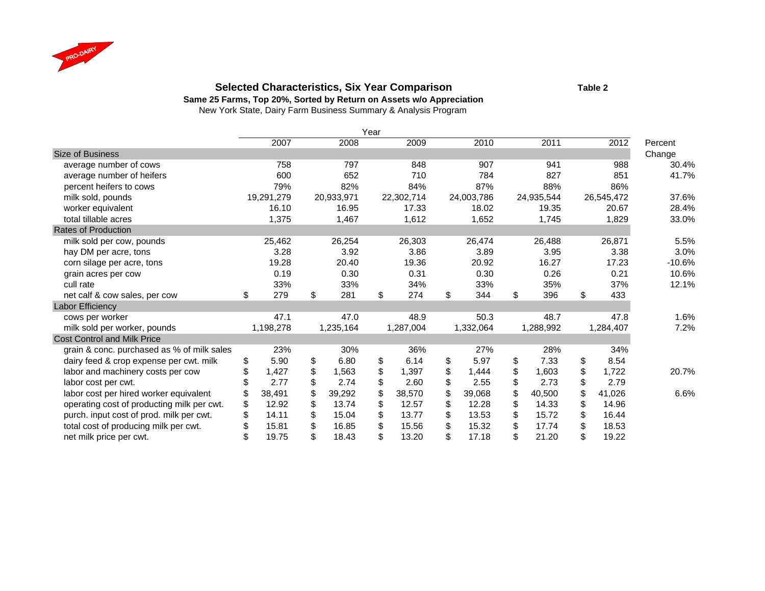PRO-DAIRY

## Selected Characteristics, Six Year Comparison

**Table 2**

**Same 25 Farms, Top 20%, Sorted by Return on Assets w/o Appreciation**

New York State, Dairy Farm Business Summary & Analysis Program

| | Year | | | | | | |
|---|---|---|---|---|---|---|---|
| | 2007 | 2008 | 2009 | 2010 | 2011 | 2012 | Percent Change |
| **Size of Business** | | | | | | | |
| average number of cows | 758 | 797 | 848 | 907 | 941 | 988 | 30.4% |
| average number of heifers | 600 | 652 | 710 | 784 | 827 | 851 | 41.7% |
| percent heifers to cows | 79% | 82% | 84% | 87% | 88% | 86% | |
| milk sold, pounds | 19,291,279 | 20,933,971 | 22,302,714 | 24,003,786 | 24,935,544 | 26,545,472 | 37.6% |
| worker equivalent | 16.10 | 16.95 | 17.33 | 18.02 | 19.35 | 20.67 | 28.4% |
| total tillable acres | 1,375 | 1,467 | 1,612 | 1,652 | 1,745 | 1,829 | 33.0% |
| **Rates of Production** | | | | | | | |
| milk sold per cow, pounds | 25,462 | 26,254 | 26,303 | 26,474 | 26,488 | 26,871 | 5.5% |
| hay DM per acre, tons | 3.28 | 3.92 | 3.86 | 3.89 | 3.95 | 3.38 | 3.0% |
| corn silage per acre, tons | 19.28 | 20.40 | 19.36 | 20.92 | 16.27 | 17.23 | -10.6% |
| grain acres per cow | 0.19 | 0.30 | 0.31 | 0.30 | 0.26 | 0.21 | 10.6% |
| cull rate | 33% | 33% | 34% | 33% | 35% | 37% | 12.1% |
| net calf & cow sales, per cow | $ 279 | $ 281 | $ 274 | $ 344 | $ 396 | $ 433 | |
| **Labor Efficiency** | | | | | | | |
| cows per worker | 47.1 | 47.0 | 48.9 | 50.3 | 48.7 | 47.8 | 1.6% |
| milk sold per worker, pounds | 1,198,278 | 1,235,164 | 1,287,004 | 1,332,064 | 1,288,992 | 1,284,407 | 7.2% |
| **Cost Control and Milk Price** | | | | | | | |
| grain & conc. purchased as % of milk sales | 23% | 30% | 36% | 27% | 28% | 34% | |
| dairy feed & crop expense per cwt. milk | $ 5.90 | $ 6.80 | $ 6.14 | $ 5.97 | $ 7.33 | $ 8.54 | |
| labor and machinery costs per cow | $ 1,427 | $ 1,563 | $ 1,397 | $ 1,444 | $ 1,603 | $ 1,722 | 20.7% |
| labor cost per cwt. | $ 2.77 | $ 2.74 | $ 2.60 | $ 2.55 | $ 2.73 | $ 2.79 | |
| labor cost per hired worker equivalent | $ 38,491 | $ 39,292 | $ 38,570 | $ 39,068 | $ 40,500 | $ 41,026 | 6.6% |
| operating cost of productiing milk per cwt. | $ 12.92 | $ 13.74 | $ 12.57 | $ 12.28 | $ 14.33 | $ 14.96 | |
| purch. input cost of prod. milk per cwt. | $ 14.11 | $ 15.04 | $ 13.77 | $ 13.53 | $ 15.72 | $ 16.44 | |
| total cost of producing milk per cwt. | $ 15.81 | $ 16.85 | $ 15.56 | $ 15.32 | $ 17.74 | $ 18.53 | |
| net milk price per cwt. | $ 19.75 | $ 18.43 | $ 13.20 | $ 17.18 | $ 21.20 | $ 19.22 | |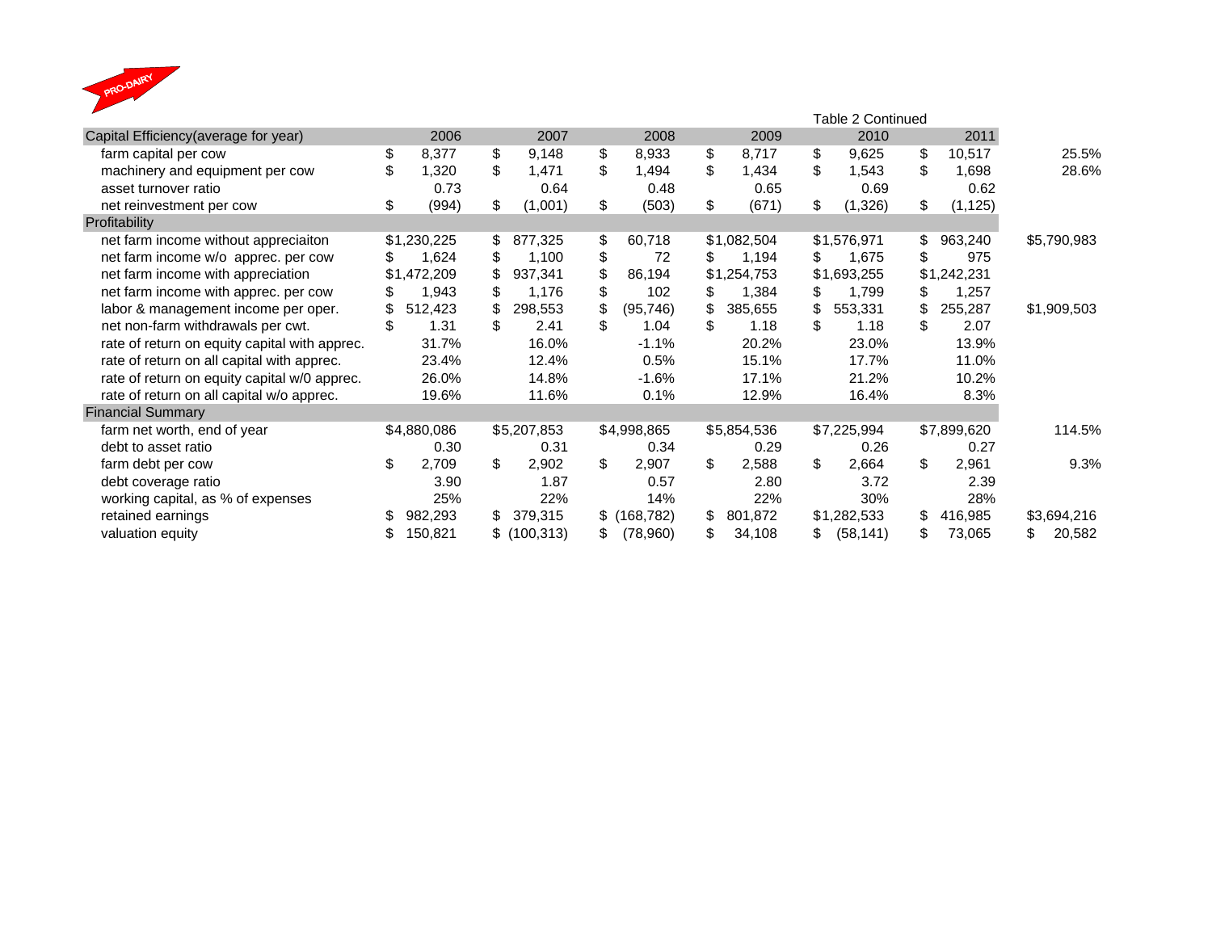PRO-DAIRY

Table 2 Continued

| Capital Efficiency(average for year) | 2006 | 2007 | 2008 | 2009 | 2010 | 2011 | |
|---|---|---|---|---|---|---|---|
| farm capital per cow | $ 8,377 | $ 9,148 | $ 8,933 | $ 8,717 | $ 9,625 | $ 10,517 | 25.5% |
| machinery and equipment per cow | $ 1,320 | $ 1,471 | $ 1,494 | $ 1,434 | $ 1,543 | $ 1,698 | 28.6% |
| asset turnover ratio | 0.73 | 0.64 | 0.48 | 0.65 | 0.69 | 0.62 | |
| net reinvestment per cow | $ (994) | $ (1,001) | $ (503) | $ (671) | $ (1,326) | $ (1,125) | |
| **Profitability** | | | | | | | |
| net farm income without appreciaiton | $1,230,225 | $ 877,325 | $ 60,718 | $1,082,504 | $1,576,971 | $ 963,240 | $5,790,983 |
| net farm income w/o apprec. per cow | $ 1,624 | $ 1,100 | $ 72 | $ 1,194 | $ 1,675 | $ 975 | |
| net farm income with appreciation | $1,472,209 | $ 937,341 | $ 86,194 | $1,254,753 | $1,693,255 | $1,242,231 | |
| net farm income with apprec. per cow | $ 1,943 | $ 1,176 | $ 102 | $ 1,384 | $ 1,799 | $ 1,257 | |
| labor & management income per oper. | $ 512,423 | $ 298,553 | $ (95,746) | $ 385,655 | $ 553,331 | $ 255,287 | $1,909,503 |
| net non-farm withdrawals per cwt. | $ 1.31 | $ 2.41 | $ 1.04 | $ 1.18 | $ 1.18 | $ 2.07 | |
| rate of return on equity capital with apprec. | 31.7% | 16.0% | -1.1% | 20.2% | 23.0% | 13.9% | |
| rate of return on all capital with apprec. | 23.4% | 12.4% | 0.5% | 15.1% | 17.7% | 11.0% | |
| rate of return on equity capital w/0 apprec. | 26.0% | 14.8% | -1.6% | 17.1% | 21.2% | 10.2% | |
| rate of return on all capital w/o apprec. | 19.6% | 11.6% | 0.1% | 12.9% | 16.4% | 8.3% | |
| **Financial Summary** | | | | | | | |
| farm net worth, end of year | $4,880,086 | $5,207,853 | $4,998,865 | $5,854,536 | $7,225,994 | $7,899,620 | 114.5% |
| debt to asset ratio | 0.30 | 0.31 | 0.34 | 0.29 | 0.26 | 0.27 | |
| farm debt per cow | $ 2,709 | $ 2,902 | $ 2,907 | $ 2,588 | $ 2,664 | $ 2,961 | 9.3% |
| debt coverage ratio | 3.90 | 1.87 | 0.57 | 2.80 | 3.72 | 2.39 | |
| working capital, as % of expenses | 25% | 22% | 14% | 22% | 30% | 28% | |
| retained earnings | $ 982,293 | $ 379,315 | $ (168,782) | $ 801,872 | $1,282,533 | $ 416,985 | $3,694,216 |
| valuation equity | $ 150,821 | $ (100,313) | $ (78,960) | $ 34,108 | $ (58,141) | $ 73,065 | $ 20,582 |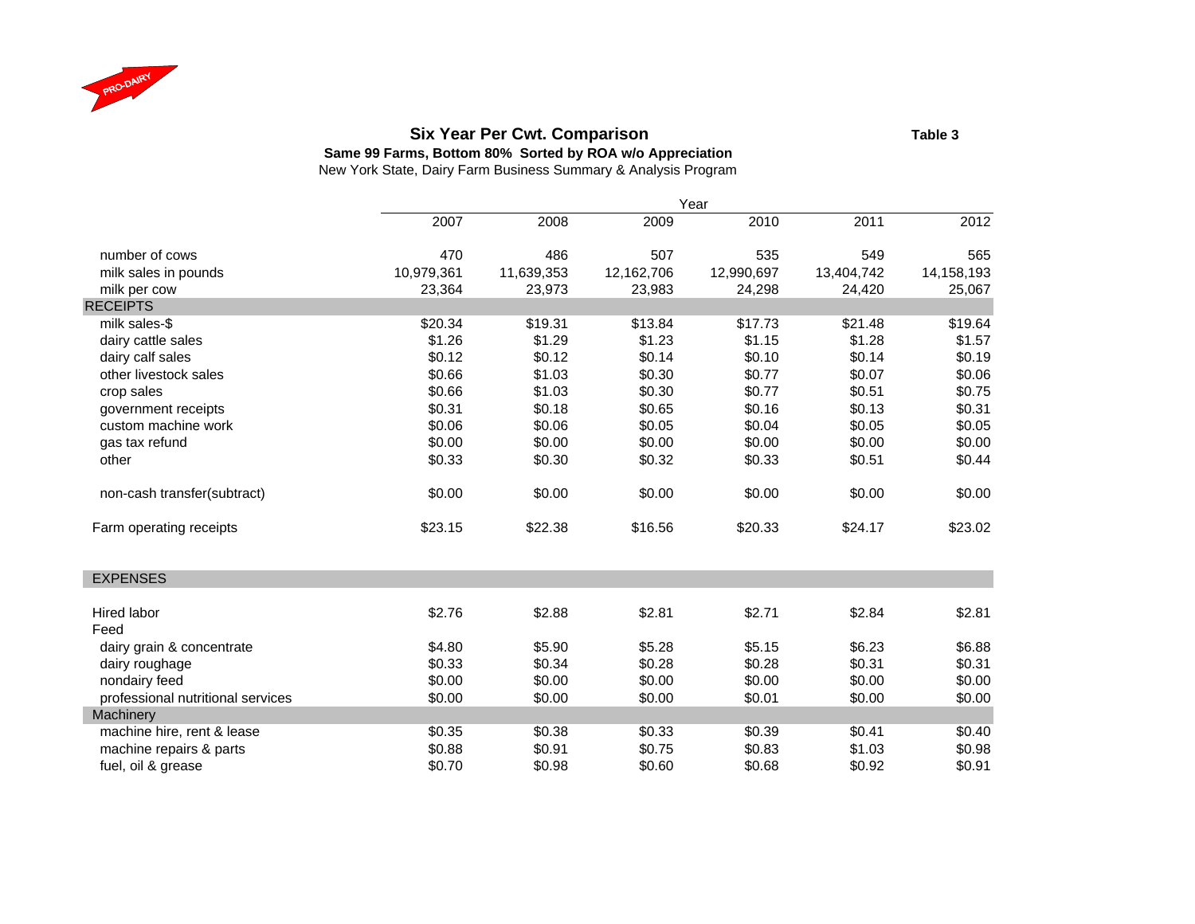PRO-DAIRY

## Six Year Per Cwt. Comparison

**Table 3**

**Same 99 Farms, Bottom 80% Sorted by ROA w/o Appreciation**

New York State, Dairy Farm Business Summary & Analysis Program

| | Year | | | | | |
|---|---|---|---|---|---|---|
| | 2007 | 2008 | 2009 | 2010 | 2011 | 2012 |
| number of cows | 470 | 486 | 507 | 535 | 549 | 565 |
| milk sales in pounds | 10,979,361 | 11,639,353 | 12,162,706 | 12,990,697 | 13,404,742 | 14,158,193 |
| milk per cow | 23,364 | 23,973 | 23,983 | 24,298 | 24,420 | 25,067 |
| **RECEIPTS** | | | | | | |
| milk sales-$ | $20.34 | $19.31 | $13.84 | $17.73 | $21.48 | $19.64 |
| dairy cattle sales | $1.26 | $1.29 | $1.23 | $1.15 | $1.28 | $1.57 |
| dairy calf sales | $0.12 | $0.12 | $0.14 | $0.10 | $0.14 | $0.19 |
| other livestock sales | $0.66 | $1.03 | $0.30 | $0.77 | $0.07 | $0.06 |
| crop sales | $0.66 | $1.03 | $0.30 | $0.77 | $0.51 | $0.75 |
| government receipts | $0.31 | $0.18 | $0.65 | $0.16 | $0.13 | $0.31 |
| custom machine work | $0.06 | $0.06 | $0.05 | $0.04 | $0.05 | $0.05 |
| gas tax refund | $0.00 | $0.00 | $0.00 | $0.00 | $0.00 | $0.00 |
| other | $0.33 | $0.30 | $0.32 | $0.33 | $0.51 | $0.44 |
| non-cash transfer(subtract) | $0.00 | $0.00 | $0.00 | $0.00 | $0.00 | $0.00 |
| Farm operating receipts | $23.15 | $22.38 | $16.56 | $20.33 | $24.17 | $23.02 |
| **EXPENSES** | | | | | | |
| Hired labor | $2.76 | $2.88 | $2.81 | $2.71 | $2.84 | $2.81 |
| Feed | | | | | | |
| dairy grain & concentrate | $4.80 | $5.90 | $5.28 | $5.15 | $6.23 | $6.88 |
| dairy roughage | $0.33 | $0.34 | $0.28 | $0.28 | $0.31 | $0.31 |
| nondairy feed | $0.00 | $0.00 | $0.00 | $0.00 | $0.00 | $0.00 |
| professional nutritional services | $0.00 | $0.00 | $0.00 | $0.01 | $0.00 | $0.00 |
| **Machinery** | | | | | | |
| machine hire, rent & lease | $0.35 | $0.38 | $0.33 | $0.39 | $0.41 | $0.40 |
| machine repairs & parts | $0.88 | $0.91 | $0.75 | $0.83 | $1.03 | $0.98 |
| fuel, oil & grease | $0.70 | $0.98 | $0.60 | $0.68 | $0.92 | $0.91 |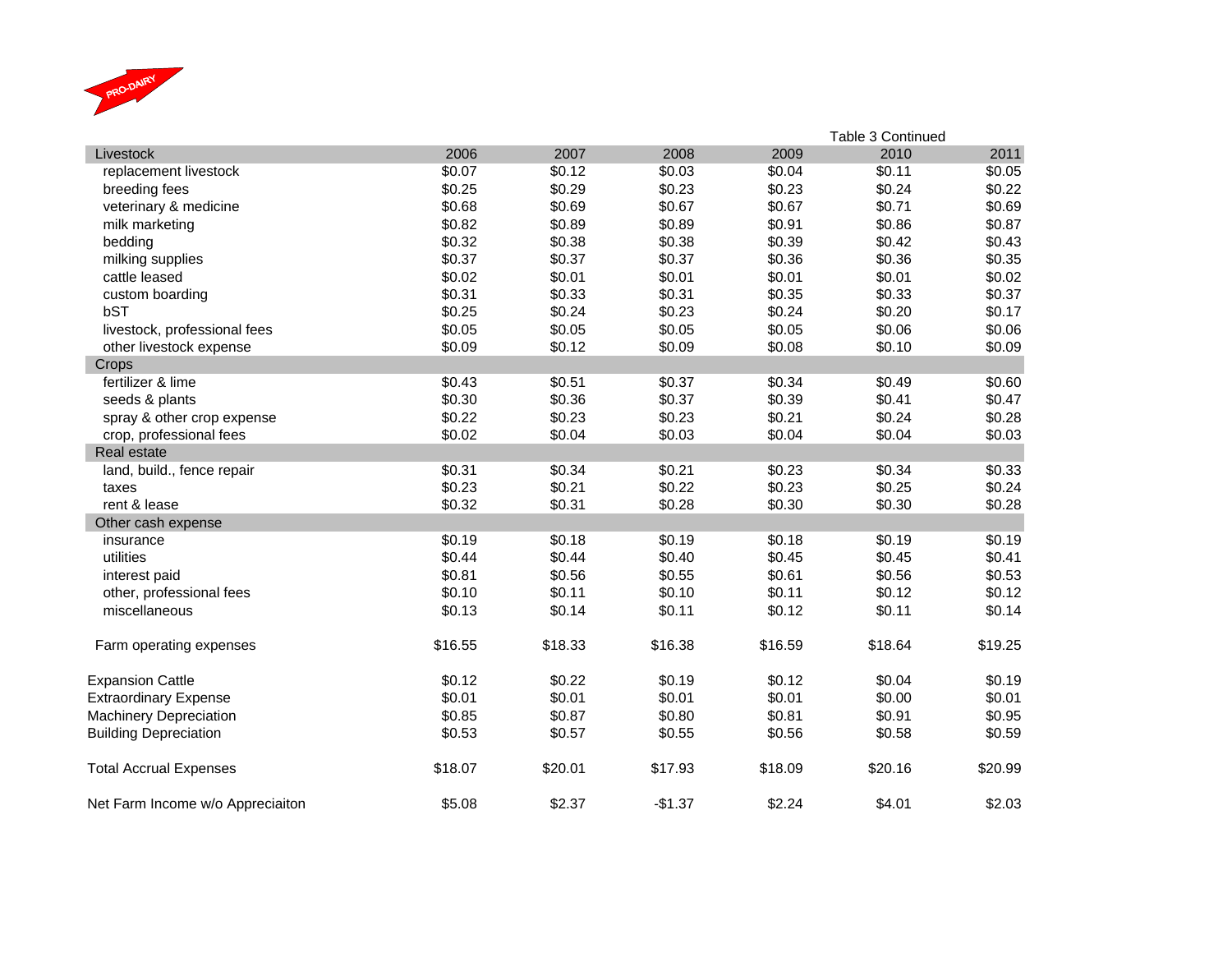PRO-DAIRY

Table 3 Continued

| Livestock | 2006 | 2007 | 2008 | 2009 | 2010 | 2011 |
|---|---|---|---|---|---|---|
| replacement livestock | $0.07 | $0.12 | $0.03 | $0.04 | $0.11 | $0.05 |
| breeding fees | $0.25 | $0.29 | $0.23 | $0.23 | $0.24 | $0.22 |
| veterinary & medicine | $0.68 | $0.69 | $0.67 | $0.67 | $0.71 | $0.69 |
| milk marketing | $0.82 | $0.89 | $0.89 | $0.91 | $0.86 | $0.87 |
| bedding | $0.32 | $0.38 | $0.38 | $0.39 | $0.42 | $0.43 |
| milking supplies | $0.37 | $0.37 | $0.37 | $0.36 | $0.36 | $0.35 |
| cattle leased | $0.02 | $0.01 | $0.01 | $0.01 | $0.01 | $0.02 |
| custom boarding | $0.31 | $0.33 | $0.31 | $0.35 | $0.33 | $0.37 |
| bST | $0.25 | $0.24 | $0.23 | $0.24 | $0.20 | $0.17 |
| livestock, professional fees | $0.05 | $0.05 | $0.05 | $0.05 | $0.06 | $0.06 |
| other livestock expense | $0.09 | $0.12 | $0.09 | $0.08 | $0.10 | $0.09 |
| Crops | | | | | | |
| fertilizer & lime | $0.43 | $0.51 | $0.37 | $0.34 | $0.49 | $0.60 |
| seeds & plants | $0.30 | $0.36 | $0.37 | $0.39 | $0.41 | $0.47 |
| spray & other crop expense | $0.22 | $0.23 | $0.23 | $0.21 | $0.24 | $0.28 |
| crop, professional fees | $0.02 | $0.04 | $0.03 | $0.04 | $0.04 | $0.03 |
| Real estate | | | | | | |
| land, build., fence repair | $0.31 | $0.34 | $0.21 | $0.23 | $0.34 | $0.33 |
| taxes | $0.23 | $0.21 | $0.22 | $0.23 | $0.25 | $0.24 |
| rent & lease | $0.32 | $0.31 | $0.28 | $0.30 | $0.30 | $0.28 |
| Other cash expense | | | | | | |
| insurance | $0.19 | $0.18 | $0.19 | $0.18 | $0.19 | $0.19 |
| utilities | $0.44 | $0.44 | $0.40 | $0.45 | $0.45 | $0.41 |
| interest paid | $0.81 | $0.56 | $0.55 | $0.61 | $0.56 | $0.53 |
| other, professional fees | $0.10 | $0.11 | $0.10 | $0.11 | $0.12 | $0.12 |
| miscellaneous | $0.13 | $0.14 | $0.11 | $0.12 | $0.11 | $0.14 |
| Farm operating expenses | $16.55 | $18.33 | $16.38 | $16.59 | $18.64 | $19.25 |
| Expansion Cattle | $0.12 | $0.22 | $0.19 | $0.12 | $0.04 | $0.19 |
| Extraordinary Expense | $0.01 | $0.01 | $0.01 | $0.01 | $0.00 | $0.01 |
| Machinery Depreciation | $0.85 | $0.87 | $0.80 | $0.81 | $0.91 | $0.95 |
| Building Depreciation | $0.53 | $0.57 | $0.55 | $0.56 | $0.58 | $0.59 |
| Total Accrual Expenses | $18.07 | $20.01 | $17.93 | $18.09 | $20.16 | $20.99 |
| Net Farm Income w/o Appreciaiton | $5.08 | $2.37 | -$1.37 | $2.24 | $4.01 | $2.03 |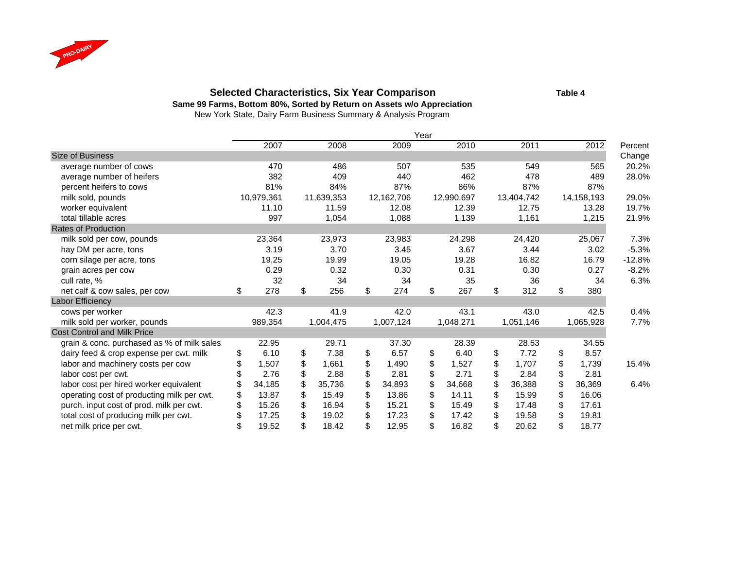PRO-DAIRY

## Selected Characteristics, Six Year Comparison

**Table 4**

**Same 99 Farms, Bottom 80%, Sorted by Return on Assets w/o Appreciation**

New York State, Dairy Farm Business Summary & Analysis Program

| | Year | | | | | | |
|---|---|---|---|---|---|---|---|
| | 2007 | 2008 | 2009 | 2010 | 2011 | 2012 | Percent Change |
| **Size of Business** | | | | | | | |
| average number of cows | 470 | 486 | 507 | 535 | 549 | 565 | 20.2% |
| average number of heifers | 382 | 409 | 440 | 462 | 478 | 489 | 28.0% |
| percent heifers to cows | 81% | 84% | 87% | 86% | 87% | 87% | |
| milk sold, pounds | 10,979,361 | 11,639,353 | 12,162,706 | 12,990,697 | 13,404,742 | 14,158,193 | 29.0% |
| worker equivalent | 11.10 | 11.59 | 12.08 | 12.39 | 12.75 | 13.28 | 19.7% |
| total tillable acres | 997 | 1,054 | 1,088 | 1,139 | 1,161 | 1,215 | 21.9% |
| **Rates of Production** | | | | | | | |
| milk sold per cow, pounds | 23,364 | 23,973 | 23,983 | 24,298 | 24,420 | 25,067 | 7.3% |
| hay DM per acre, tons | 3.19 | 3.70 | 3.45 | 3.67 | 3.44 | 3.02 | -5.3% |
| corn silage per acre, tons | 19.25 | 19.99 | 19.05 | 19.28 | 16.82 | 16.79 | -12.8% |
| grain acres per cow | 0.29 | 0.32 | 0.30 | 0.31 | 0.30 | 0.27 | -8.2% |
| cull rate, % | 32 | 34 | 34 | 35 | 36 | 34 | 6.3% |
| net calf & cow sales, per cow | $ 278 | $ 256 | $ 274 | $ 267 | $ 312 | $ 380 | |
| **Labor Efficiency** | | | | | | | |
| cows per worker | 42.3 | 41.9 | 42.0 | 43.1 | 43.0 | 42.5 | 0.4% |
| milk sold per worker, pounds | 989,354 | 1,004,475 | 1,007,124 | 1,048,271 | 1,051,146 | 1,065,928 | 7.7% |
| **Cost Control and Milk Price** | | | | | | | |
| grain & conc. purchased as % of milk sales | 22.95 | 29.71 | 37.30 | 28.39 | 28.53 | 34.55 | |
| dairy feed & crop expense per cwt. milk | $ 6.10 | $ 7.38 | $ 6.57 | $ 6.40 | $ 7.72 | $ 8.57 | |
| labor and machinery costs per cow | $ 1,507 | $ 1,661 | $ 1,490 | $ 1,527 | $ 1,707 | $ 1,739 | 15.4% |
| labor cost per cwt. | $ 2.76 | $ 2.88 | $ 2.81 | $ 2.71 | $ 2.84 | $ 2.81 | |
| labor cost per hired worker equivalent | $ 34,185 | $ 35,736 | $ 34,893 | $ 34,668 | $ 36,388 | $ 36,369 | 6.4% |
| operating cost of producing milk per cwt. | $ 13.87 | $ 15.49 | $ 13.86 | $ 14.11 | $ 15.99 | $ 16.06 | |
| purch. input cost of prod. milk per cwt. | $ 15.26 | $ 16.94 | $ 15.21 | $ 15.49 | $ 17.48 | $ 17.61 | |
| total cost of producing milk per cwt. | $ 17.25 | $ 19.02 | $ 17.23 | $ 17.42 | $ 19.58 | $ 19.81 | |
| net milk price per cwt. | $ 19.52 | $ 18.42 | $ 12.95 | $ 16.82 | $ 20.62 | $ 18.77 | |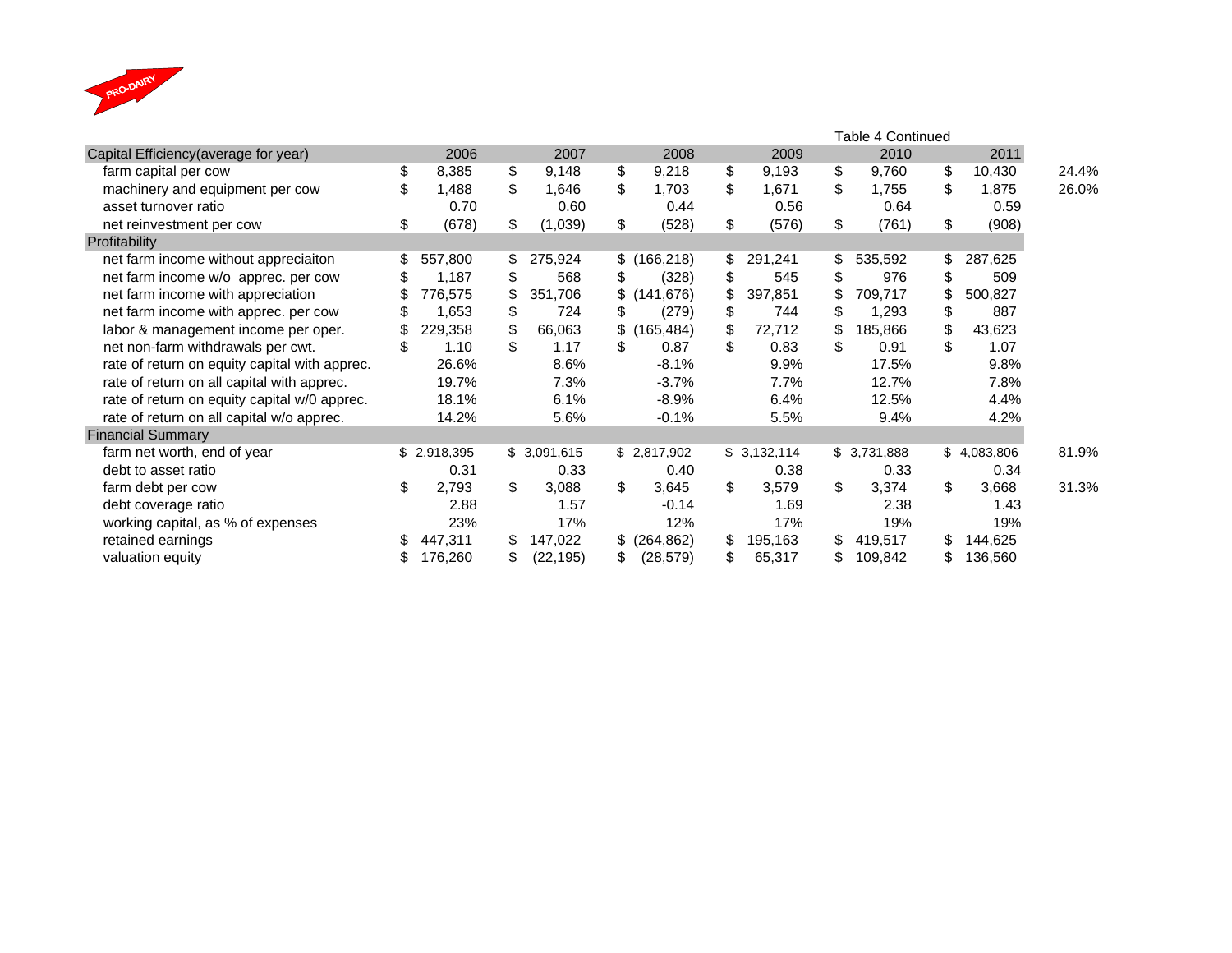Table 4 Continued

| Capital Efficiency(average for year) | 2006 | 2007 | 2008 | 2009 | 2010 | 2011 | |
|---|---|---|---|---|---|---|---|
| farm capital per cow | $ 8,385 | $ 9,148 | $ 9,218 | $ 9,193 | $ 9,760 | $ 10,430 | 24.4% |
| machinery and equipment per cow | $ 1,488 | $ 1,646 | $ 1,703 | $ 1,671 | $ 1,755 | $ 1,875 | 26.0% |
| asset turnover ratio | 0.70 | 0.60 | 0.44 | 0.56 | 0.64 | 0.59 | |
| net reinvestment per cow | $ (678) | $ (1,039) | $ (528) | $ (576) | $ (761) | $ (908) | |
| **Profitability** | | | | | | | |
| net farm income without appreciaiton | $ 557,800 | $ 275,924 | $ (166,218) | $ 291,241 | $ 535,592 | $ 287,625 | |
| net farm income w/o apprec. per cow | $ 1,187 | $ 568 | $ (328) | $ 545 | $ 976 | $ 509 | |
| net farm income with appreciation | $ 776,575 | $ 351,706 | $ (141,676) | $ 397,851 | $ 709,717 | $ 500,827 | |
| net farm income with apprec. per cow | $ 1,653 | $ 724 | $ (279) | $ 744 | $ 1,293 | $ 887 | |
| labor & management income per oper. | $ 229,358 | $ 66,063 | $ (165,484) | $ 72,712 | $ 185,866 | $ 43,623 | |
| net non-farm withdrawals per cwt. | $ 1.10 | $ 1.17 | $ 0.87 | $ 0.83 | $ 0.91 | $ 1.07 | |
| rate of return on equity capital with apprec. | 26.6% | 8.6% | -8.1% | 9.9% | 17.5% | 9.8% | |
| rate of return on all capital with apprec. | 19.7% | 7.3% | -3.7% | 7.7% | 12.7% | 7.8% | |
| rate of return on equity capital w/0 apprec. | 18.1% | 6.1% | -8.9% | 6.4% | 12.5% | 4.4% | |
| rate of return on all capital w/o apprec. | 14.2% | 5.6% | -0.1% | 5.5% | 9.4% | 4.2% | |
| **Financial Summary** | | | | | | | |
| farm net worth, end of year | $ 2,918,395 | $ 3,091,615 | $ 2,817,902 | $ 3,132,114 | $ 3,731,888 | $ 4,083,806 | 81.9% |
| debt to asset ratio | 0.31 | 0.33 | 0.40 | 0.38 | 0.33 | 0.34 | |
| farm debt per cow | $ 2,793 | $ 3,088 | $ 3,645 | $ 3,579 | $ 3,374 | $ 3,668 | 31.3% |
| debt coverage ratio | 2.88 | 1.57 | -0.14 | 1.69 | 2.38 | 1.43 | |
| working capital, as % of expenses | 23% | 17% | 12% | 17% | 19% | 19% | |
| retained earnings | $ 447,311 | $ 147,022 | $ (264,862) | $ 195,163 | $ 419,517 | $ 144,625 | |
| valuation equity | $ 176,260 | $ (22,195) | $ (28,579) | $ 65,317 | $ 109,842 | $ 136,560 | |